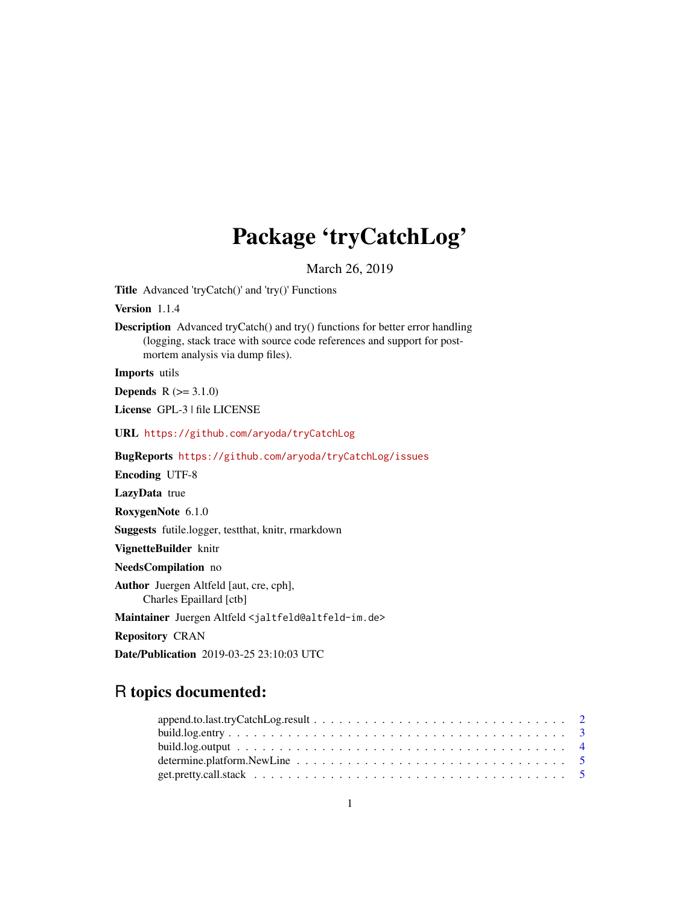# Package 'tryCatchLog'

March 26, 2019

**Title** Advanced 'tryCatch()' and 'try()' Functions

**Version** 1.1.4

**Description** Advanced tryCatch() and try() functions for better error handling (logging, stack trace with source code references and support for post-mortem analysis via dump files).

**Imports** utils

**Depends** R (>= 3.1.0)

**License** GPL-3 | file LICENSE

**URL** https://github.com/aryoda/tryCatchLog

**BugReports** https://github.com/aryoda/tryCatchLog/issues

**Encoding** UTF-8

**LazyData** true

**RoxygenNote** 6.1.0

**Suggests** futile.logger, testthat, knitr, rmarkdown

**VignetteBuilder** knitr

**NeedsCompilation** no

**Author** Juergen Altfeld [aut, cre, cph],
Charles Epaillard [ctb]

**Maintainer** Juergen Altfeld <jaltfeld@altfeld-im.de>

**Repository** CRAN

**Date/Publication** 2019-03-25 23:10:03 UTC

## R topics documented:

append.to.last.tryCatchLog.result . . . . . . . . . . . . . . . . . . . . . . . . . . . . . 2
build.log.entry . . . . . . . . . . . . . . . . . . . . . . . . . . . . . . . . . . . . . . . 3
build.log.output . . . . . . . . . . . . . . . . . . . . . . . . . . . . . . . . . . . . . . 4
determine.platform.NewLine . . . . . . . . . . . . . . . . . . . . . . . . . . . . . . . . 5
get.pretty.call.stack . . . . . . . . . . . . . . . . . . . . . . . . . . . . . . . . . . . . 5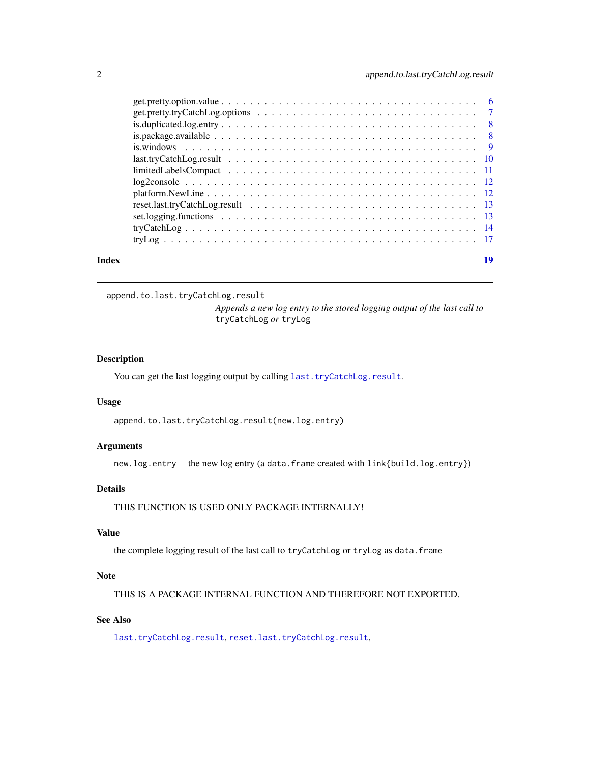get.pretty.option.value . . . . . . . . . . . . . . . . . . . . . . . . . . . . . . . . . . . 6
get.pretty.tryCatchLog.options . . . . . . . . . . . . . . . . . . . . . . . . . . . . . . . 7
is.duplicated.log.entry . . . . . . . . . . . . . . . . . . . . . . . . . . . . . . . . . . . 8
is.package.available . . . . . . . . . . . . . . . . . . . . . . . . . . . . . . . . . . . . 8
is.windows . . . . . . . . . . . . . . . . . . . . . . . . . . . . . . . . . . . . . . . . . 9
last.tryCatchLog.result . . . . . . . . . . . . . . . . . . . . . . . . . . . . . . . . . . 10
limitedLabelsCompact . . . . . . . . . . . . . . . . . . . . . . . . . . . . . . . . . . . 11
log2console . . . . . . . . . . . . . . . . . . . . . . . . . . . . . . . . . . . . . . . . 12
platform.NewLine . . . . . . . . . . . . . . . . . . . . . . . . . . . . . . . . . . . . . 12
reset.last.tryCatchLog.result . . . . . . . . . . . . . . . . . . . . . . . . . . . . . . . 13
set.logging.functions . . . . . . . . . . . . . . . . . . . . . . . . . . . . . . . . . . . 13
tryCatchLog . . . . . . . . . . . . . . . . . . . . . . . . . . . . . . . . . . . . . . . . 14
tryLog . . . . . . . . . . . . . . . . . . . . . . . . . . . . . . . . . . . . . . . . . . . 17

**Index** **19**

---

`append.to.last.tryCatchLog.result`
*Appends a new log entry to the stored logging output of the last call to* `tryCatchLog` *or* `tryLog`

---

### Description

You can get the last logging output by calling `last.tryCatchLog.result`.

### Usage

```
append.to.last.tryCatchLog.result(new.log.entry)
```

### Arguments

`new.log.entry` the new log entry (a `data.frame` created with `link{build.log.entry}`)

### Details

THIS FUNCTION IS USED ONLY PACKAGE INTERNALLY!

### Value

the complete logging result of the last call to `tryCatchLog` or `tryLog` as `data.frame`

### Note

THIS IS A PACKAGE INTERNAL FUNCTION AND THEREFORE NOT EXPORTED.

### See Also

`last.tryCatchLog.result`, `reset.last.tryCatchLog.result`,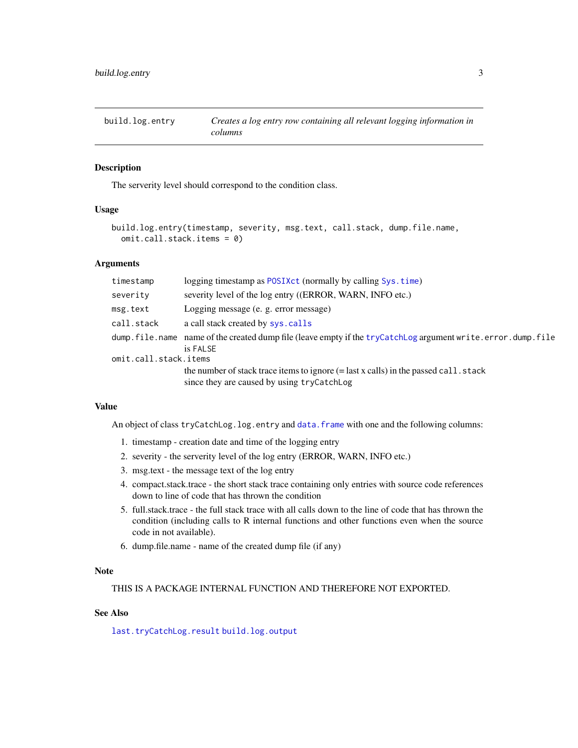## build.log.entry — *Creates a log entry row containing all relevant logging information in columns*

### Description

The serverity level should correspond to the condition class.

### Usage

```
build.log.entry(timestamp, severity, msg.text, call.stack, dump.file.name,
  omit.call.stack.items = 0)
```

### Arguments

| | |
|---|---|
| `timestamp` | logging timestamp as `POSIXct` (normally by calling `Sys.time`) |
| `severity` | severity level of the log entry ((ERROR, WARN, INFO etc.) |
| `msg.text` | Logging message (e. g. error message) |
| `call.stack` | a call stack created by `sys.calls` |
| `dump.file.name` | name of the created dump file (leave empty if the `tryCatchLog` argument `write.error.dump.file` is `FALSE` |
| `omit.call.stack.items` | the number of stack trace items to ignore (= last x calls) in the passed `call.stack` since they are caused by using `tryCatchLog` |

### Value

An object of class `tryCatchLog.log.entry` and `data.frame` with one and the following columns:

1. timestamp - creation date and time of the logging entry
2. severity - the serverity level of the log entry (ERROR, WARN, INFO etc.)
3. msg.text - the message text of the log entry
4. compact.stack.trace - the short stack trace containing only entries with source code references down to line of code that has thrown the condition
5. full.stack.trace - the full stack trace with all calls down to the line of code that has thrown the condition (including calls to R internal functions and other functions even when the source code in not available).
6. dump.file.name - name of the created dump file (if any)

### Note

THIS IS A PACKAGE INTERNAL FUNCTION AND THEREFORE NOT EXPORTED.

### See Also

`last.tryCatchLog.result` `build.log.output`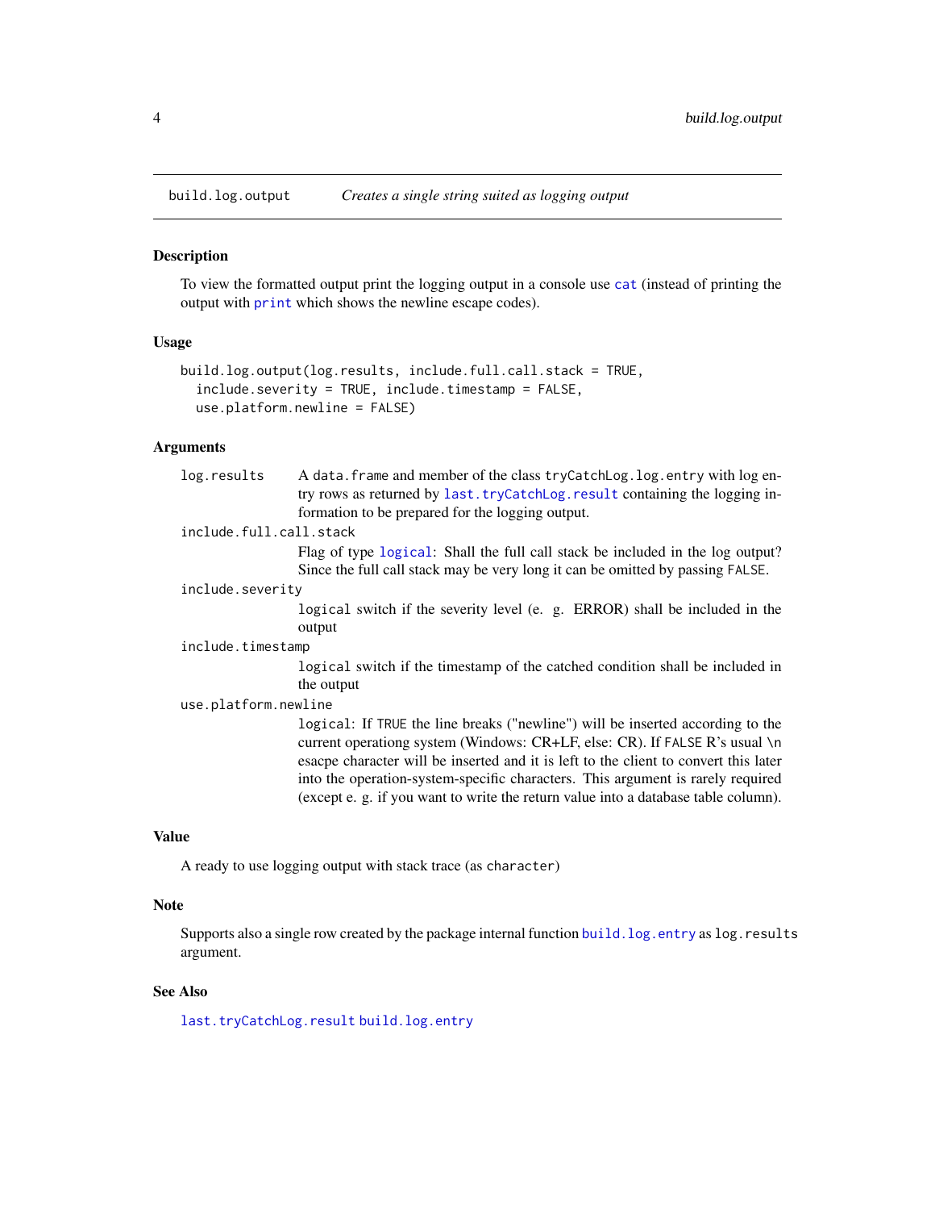## build.log.output — *Creates a single string suited as logging output*

### Description

To view the formatted output print the logging output in a console use `cat` (instead of printing the output with `print` which shows the newline escape codes).

### Usage

```
build.log.output(log.results, include.full.call.stack = TRUE,
  include.severity = TRUE, include.timestamp = FALSE,
  use.platform.newline = FALSE)
```

### Arguments

| | |
|---|---|
| `log.results` | A `data.frame` and member of the class `tryCatchLog.log.entry` with log entry rows as returned by `last.tryCatchLog.result` containing the logging information to be prepared for the logging output. |
| `include.full.call.stack` | Flag of type `logical`: Shall the full call stack be included in the log output? Since the full call stack may be very long it can be omitted by passing `FALSE`. |
| `include.severity` | `logical` switch if the severity level (e. g. ERROR) shall be included in the output |
| `include.timestamp` | `logical` switch if the timestamp of the catched condition shall be included in the output |
| `use.platform.newline` | `logical`: If `TRUE` the line breaks ("newline") will be inserted according to the current operationg system (Windows: CR+LF, else: CR). If `FALSE` R's usual `\n` esacpe character will be inserted and it is left to the client to convert this later into the operation-system-specific characters. This argument is rarely required (except e. g. if you want to write the return value into a database table column). |

### Value

A ready to use logging output with stack trace (as `character`)

### Note

Supports also a single row created by the package internal function `build.log.entry` as `log.results` argument.

### See Also

`last.tryCatchLog.result` `build.log.entry`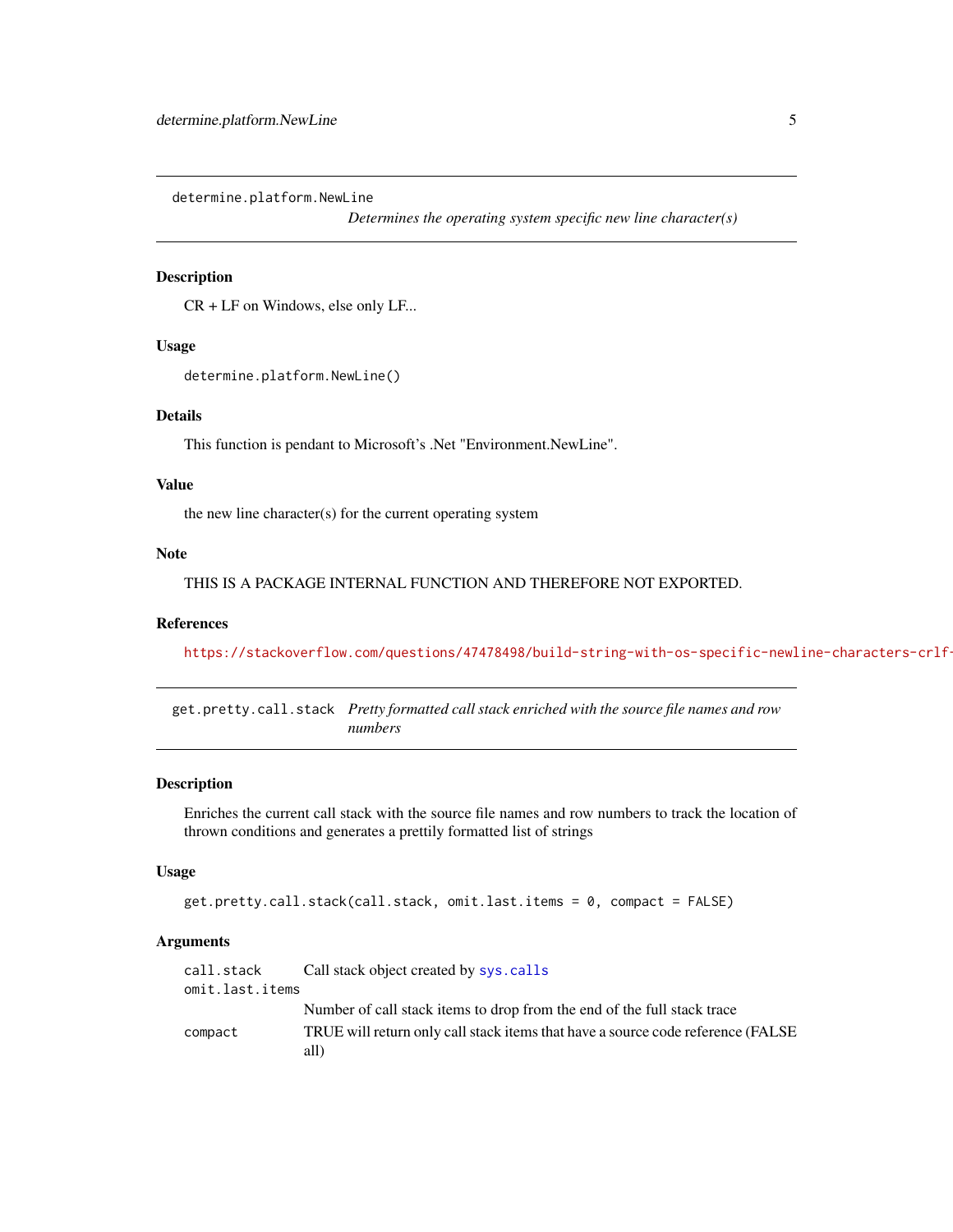## determine.platform.NewLine

*Determines the operating system specific new line character(s)*

### Description

CR + LF on Windows, else only LF...

### Usage

```
determine.platform.NewLine()
```

### Details

This function is pendant to Microsoft's .Net "Environment.NewLine".

### Value

the new line character(s) for the current operating system

### Note

THIS IS A PACKAGE INTERNAL FUNCTION AND THEREFORE NOT EXPORTED.

### References

https://stackoverflow.com/questions/47478498/build-string-with-os-specific-newline-characters-crlf-

## get.pretty.call.stack

*Pretty formatted call stack enriched with the source file names and row numbers*

### Description

Enriches the current call stack with the source file names and row numbers to track the location of thrown conditions and generates a prettily formatted list of strings

### Usage

```
get.pretty.call.stack(call.stack, omit.last.items = 0, compact = FALSE)
```

### Arguments

| | |
|---|---|
| `call.stack` | Call stack object created by `sys.calls` |
| `omit.last.items` | Number of call stack items to drop from the end of the full stack trace |
| `compact` | TRUE will return only call stack items that have a source code reference (FALSE all) |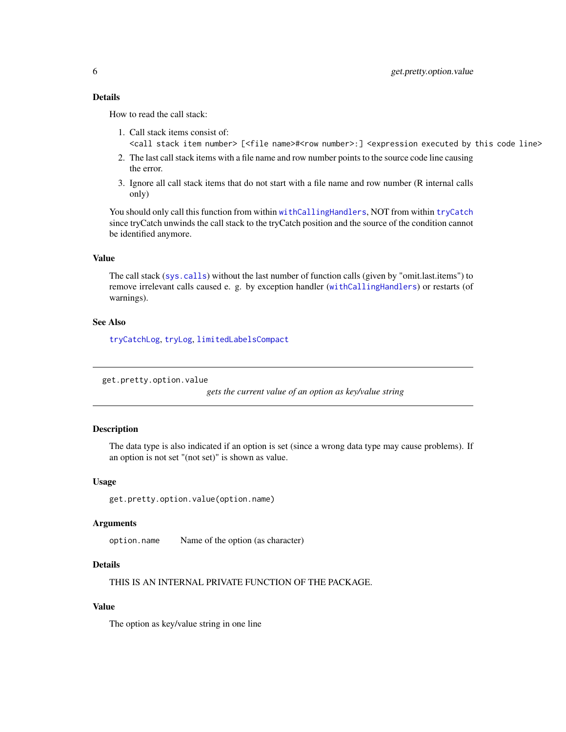### Details

How to read the call stack:

1. Call stack items consist of:
   `<call stack item number> [<file name>#<row number>:] <expression executed by this code line>`
2. The last call stack items with a file name and row number points to the source code line causing the error.
3. Ignore all call stack items that do not start with a file name and row number (R internal calls only)

You should only call this function from within `withCallingHandlers`, NOT from within `tryCatch` since tryCatch unwinds the call stack to the tryCatch position and the source of the condition cannot be identified anymore.

### Value

The call stack (`sys.calls`) without the last number of function calls (given by "omit.last.items") to remove irrelevant calls caused e. g. by exception handler (`withCallingHandlers`) or restarts (of warnings).

### See Also

`tryCatchLog`, `tryLog`, `limitedLabelsCompact`

---

## get.pretty.option.value

*gets the current value of an option as key/value string*

---

### Description

The data type is also indicated if an option is set (since a wrong data type may cause problems). If an option is not set "(not set)" is shown as value.

### Usage

```
get.pretty.option.value(option.name)
```

### Arguments

| | |
|---|---|
| `option.name` | Name of the option (as character) |

### Details

THIS IS AN INTERNAL PRIVATE FUNCTION OF THE PACKAGE.

### Value

The option as key/value string in one line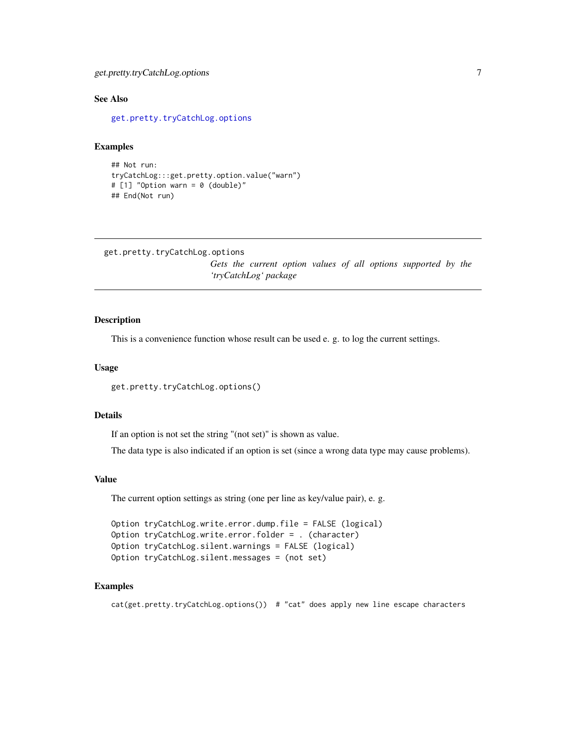### See Also

`get.pretty.tryCatchLog.options`

### Examples

```
## Not run:
tryCatchLog:::get.pretty.option.value("warn")
# [1] "Option warn = 0 (double)"
## End(Not run)
```

---

## get.pretty.tryCatchLog.options

*Gets the current option values of all options supported by the 'tryCatchLog' package*

---

### Description

This is a convenience function whose result can be used e. g. to log the current settings.

### Usage

```
get.pretty.tryCatchLog.options()
```

### Details

If an option is not set the string "(not set)" is shown as value.

The data type is also indicated if an option is set (since a wrong data type may cause problems).

### Value

The current option settings as string (one per line as key/value pair), e. g.

```
Option tryCatchLog.write.error.dump.file = FALSE (logical)
Option tryCatchLog.write.error.folder = . (character)
Option tryCatchLog.silent.warnings = FALSE (logical)
Option tryCatchLog.silent.messages = (not set)
```

### Examples

```
cat(get.pretty.tryCatchLog.options())  # "cat" does apply new line escape characters
```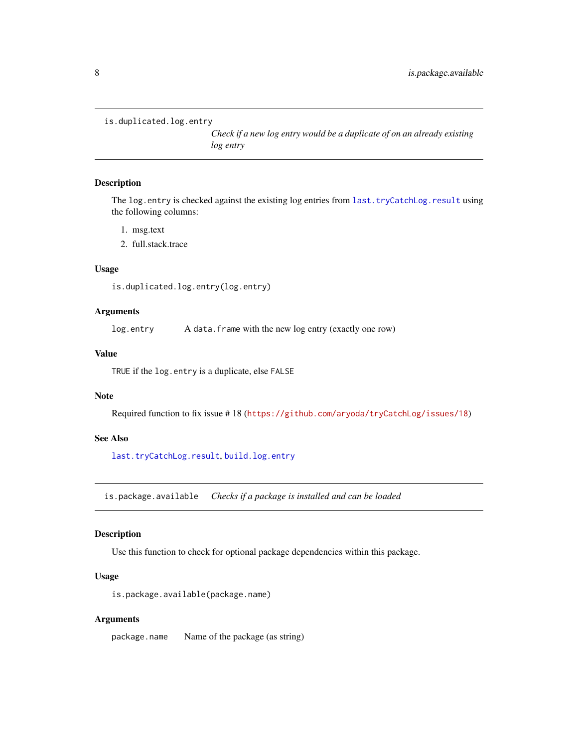## is.duplicated.log.entry — *Check if a new log entry would be a duplicate of on an already existing log entry*

### Description

The `log.entry` is checked against the existing log entries from `last.tryCatchLog.result` using the following columns:

1. msg.text
2. full.stack.trace

### Usage

```
is.duplicated.log.entry(log.entry)
```

### Arguments

| | |
|---|---|
| `log.entry` | A `data.frame` with the new log entry (exactly one row) |

### Value

`TRUE` if the `log.entry` is a duplicate, else `FALSE`

### Note

Required function to fix issue # 18 (https://github.com/aryoda/tryCatchLog/issues/18)

### See Also

`last.tryCatchLog.result`, `build.log.entry`

## is.package.available — *Checks if a package is installed and can be loaded*

### Description

Use this function to check for optional package dependencies within this package.

### Usage

```
is.package.available(package.name)
```

### Arguments

| | |
|---|---|
| `package.name` | Name of the package (as string) |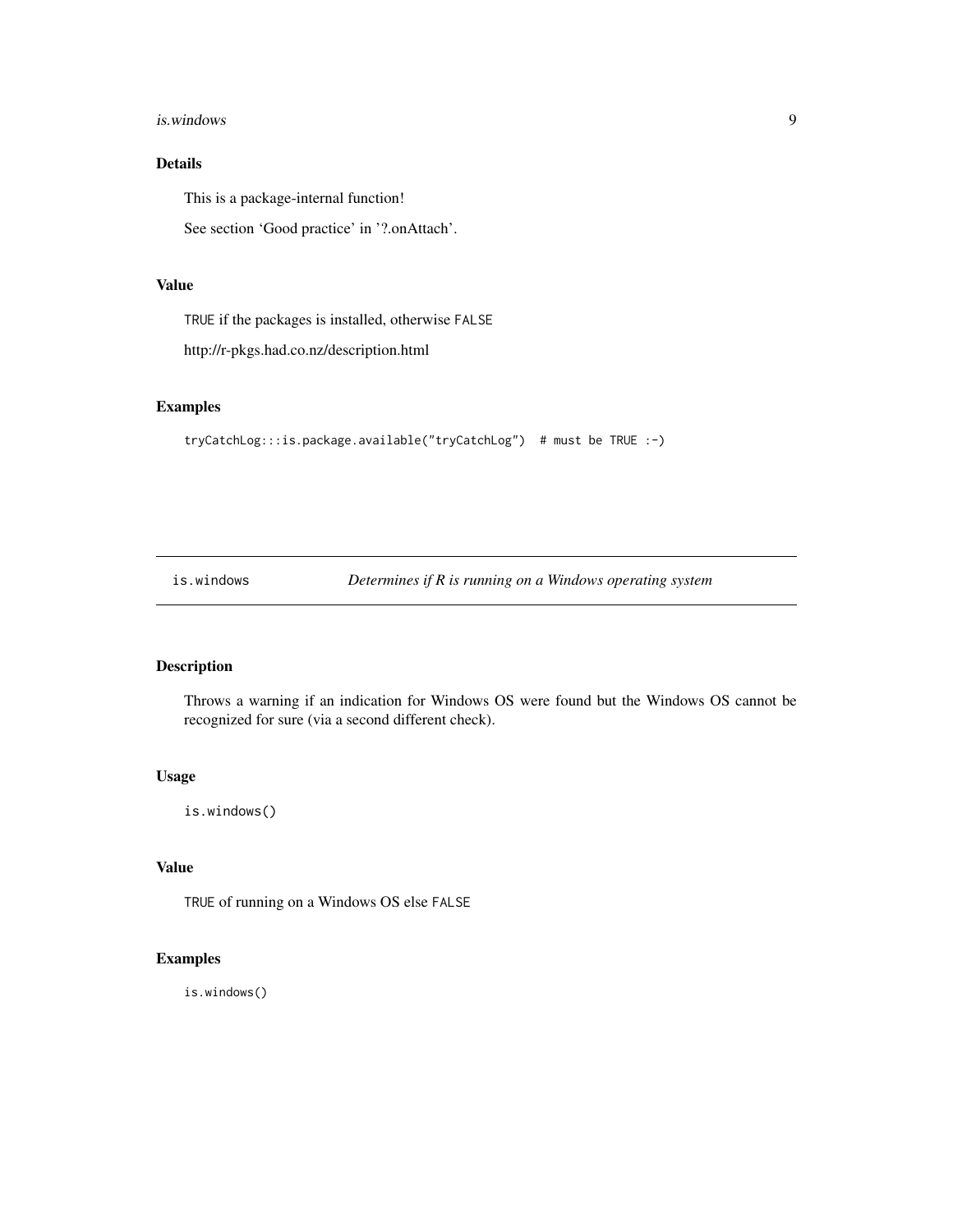## Details

This is a package-internal function!

See section 'Good practice' in '?.onAttach'.

## Value

`TRUE` if the packages is installed, otherwise `FALSE`

http://r-pkgs.had.co.nz/description.html

## Examples

```
tryCatchLog:::is.package.available("tryCatchLog")  # must be TRUE :-)
```

---

# is.windows — *Determines if R is running on a Windows operating system*

## Description

Throws a warning if an indication for Windows OS were found but the Windows OS cannot be recognized for sure (via a second different check).

## Usage

```
is.windows()
```

## Value

`TRUE` of running on a Windows OS else `FALSE`

## Examples

```
is.windows()
```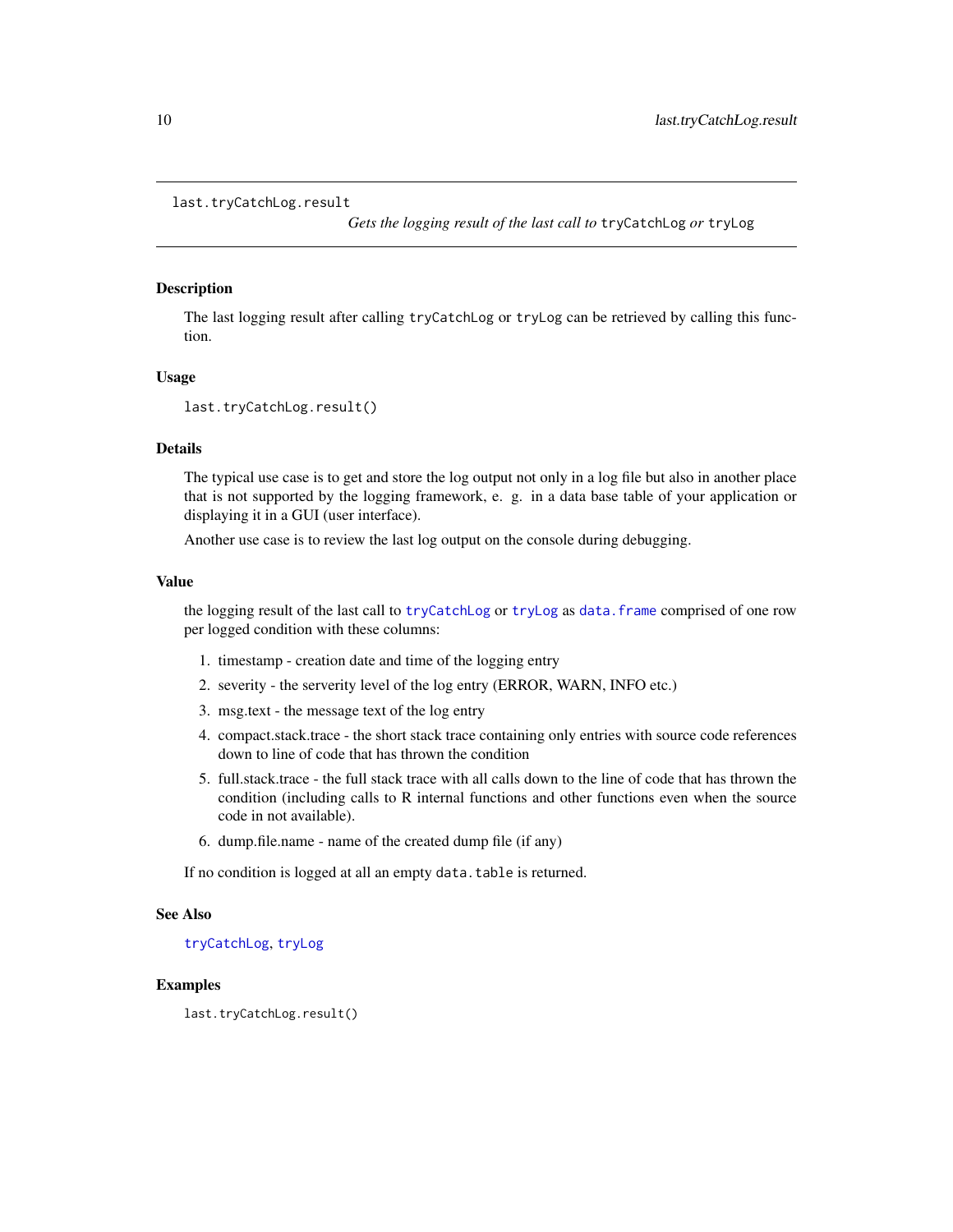## last.tryCatchLog.result

*Gets the logging result of the last call to* `tryCatchLog` *or* `tryLog`

### Description

The last logging result after calling `tryCatchLog` or `tryLog` can be retrieved by calling this function.

### Usage

```
last.tryCatchLog.result()
```

### Details

The typical use case is to get and store the log output not only in a log file but also in another place that is not supported by the logging framework, e. g. in a data base table of your application or displaying it in a GUI (user interface).

Another use case is to review the last log output on the console during debugging.

### Value

the logging result of the last call to `tryCatchLog` or `tryLog` as `data.frame` comprised of one row per logged condition with these columns:

1. timestamp - creation date and time of the logging entry
2. severity - the serverity level of the log entry (ERROR, WARN, INFO etc.)
3. msg.text - the message text of the log entry
4. compact.stack.trace - the short stack trace containing only entries with source code references down to line of code that has thrown the condition
5. full.stack.trace - the full stack trace with all calls down to the line of code that has thrown the condition (including calls to R internal functions and other functions even when the source code in not available).
6. dump.file.name - name of the created dump file (if any)

If no condition is logged at all an empty `data.table` is returned.

### See Also

`tryCatchLog`, `tryLog`

### Examples

```
last.tryCatchLog.result()
```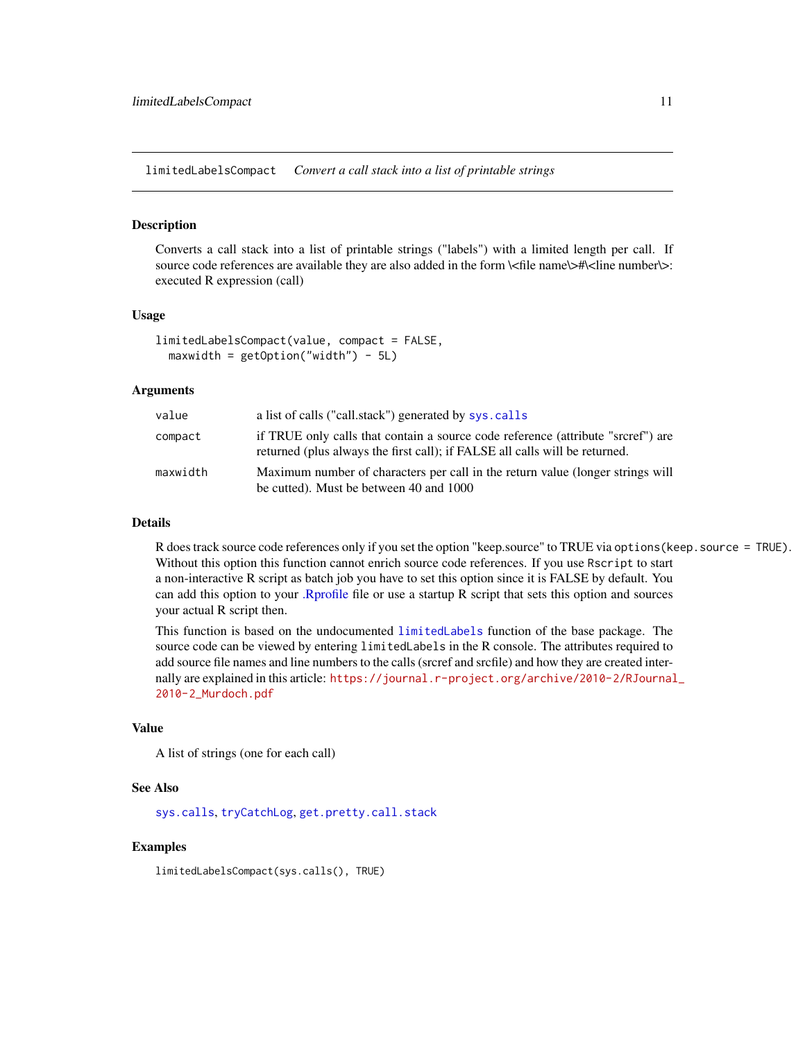## limitedLabelsCompact *Convert a call stack into a list of printable strings*

### Description

Converts a call stack into a list of printable strings ("labels") with a limited length per call. If source code references are available they are also added in the form \<file name\>#\<line number\>: executed R expression (call)

### Usage

```
limitedLabelsCompact(value, compact = FALSE,
  maxwidth = getOption("width") - 5L)
```

### Arguments

| | |
|---|---|
| `value` | a list of calls ("call.stack") generated by `sys.calls` |
| `compact` | if TRUE only calls that contain a source code reference (attribute "srcref") are returned (plus always the first call); if FALSE all calls will be returned. |
| `maxwidth` | Maximum number of characters per call in the return value (longer strings will be cutted). Must be between 40 and 1000 |

### Details

R does track source code references only if you set the option "keep.source" to TRUE via `options(keep.source = TRUE)`. Without this option this function cannot enrich source code references. If you use `Rscript` to start a non-interactive R script as batch job you have to set this option since it is FALSE by default. You can add this option to your .Rprofile file or use a startup R script that sets this option and sources your actual R script then.

This function is based on the undocumented `limitedLabels` function of the base package. The source code can be viewed by entering `limitedLabels` in the R console. The attributes required to add source file names and line numbers to the calls (srcref and srcfile) and how they are created internally are explained in this article: https://journal.r-project.org/archive/2010-2/RJournal_2010-2_Murdoch.pdf

### Value

A list of strings (one for each call)

### See Also

`sys.calls`, `tryCatchLog`, `get.pretty.call.stack`

### Examples

```
limitedLabelsCompact(sys.calls(), TRUE)
```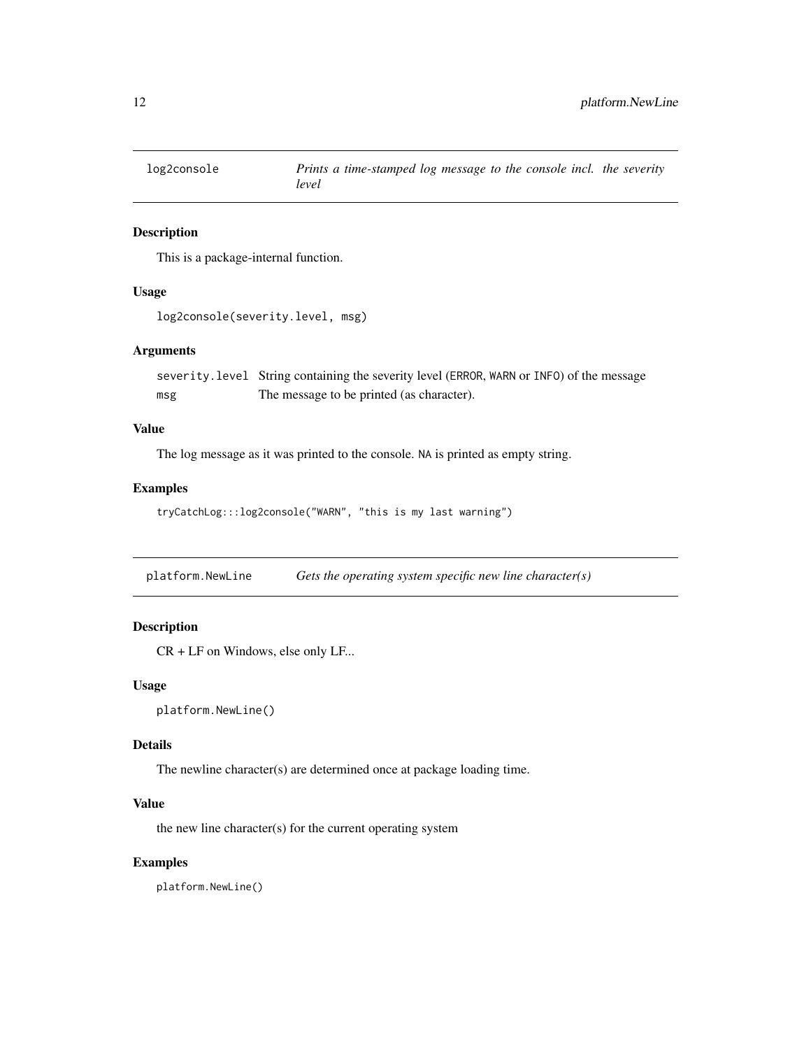## log2console — *Prints a time-stamped log message to the console incl. the severity level*

### Description

This is a package-internal function.

### Usage

```
log2console(severity.level, msg)
```

### Arguments

| | |
|---|---|
| `severity.level` | String containing the severity level (ERROR, WARN or INFO) of the message |
| `msg` | The message to be printed (as character). |

### Value

The log message as it was printed to the console. NA is printed as empty string.

### Examples

```
tryCatchLog:::log2console("WARN", "this is my last warning")
```

## platform.NewLine — *Gets the operating system specific new line character(s)*

### Description

CR + LF on Windows, else only LF...

### Usage

```
platform.NewLine()
```

### Details

The newline character(s) are determined once at package loading time.

### Value

the new line character(s) for the current operating system

### Examples

```
platform.NewLine()
```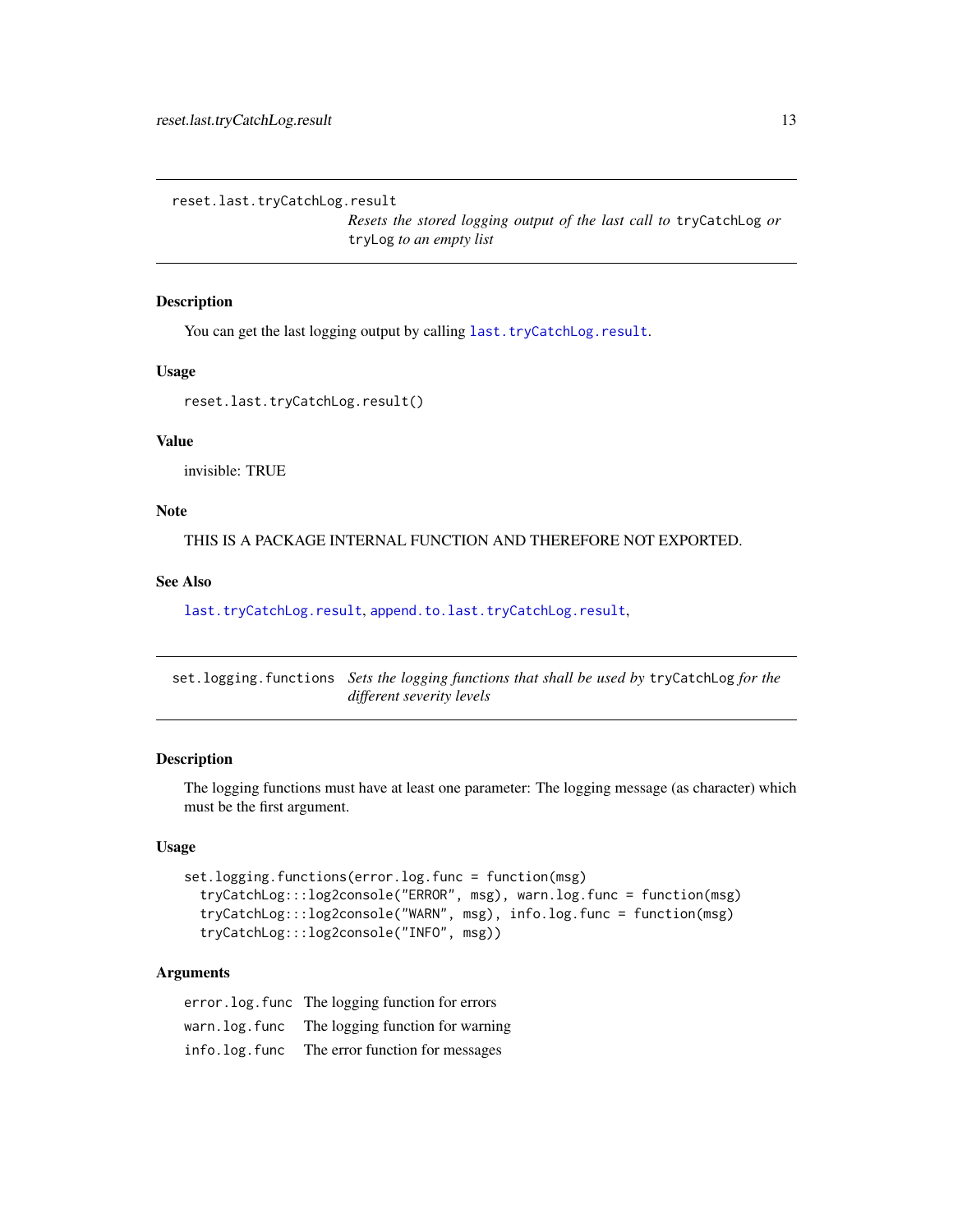## reset.last.tryCatchLog.result

*Resets the stored logging output of the last call to* `tryCatchLog` *or* `tryLog` *to an empty list*

### Description

You can get the last logging output by calling `last.tryCatchLog.result`.

### Usage

```
reset.last.tryCatchLog.result()
```

### Value

invisible: TRUE

### Note

THIS IS A PACKAGE INTERNAL FUNCTION AND THEREFORE NOT EXPORTED.

### See Also

`last.tryCatchLog.result`, `append.to.last.tryCatchLog.result`,

## set.logging.functions

*Sets the logging functions that shall be used by* `tryCatchLog` *for the different severity levels*

### Description

The logging functions must have at least one parameter: The logging message (as character) which must be the first argument.

### Usage

```
set.logging.functions(error.log.func = function(msg)
  tryCatchLog:::log2console("ERROR", msg), warn.log.func = function(msg)
  tryCatchLog:::log2console("WARN", msg), info.log.func = function(msg)
  tryCatchLog:::log2console("INFO", msg))
```

### Arguments

| | |
|---|---|
| `error.log.func` | The logging function for errors |
| `warn.log.func` | The logging function for warning |
| `info.log.func` | The error function for messages |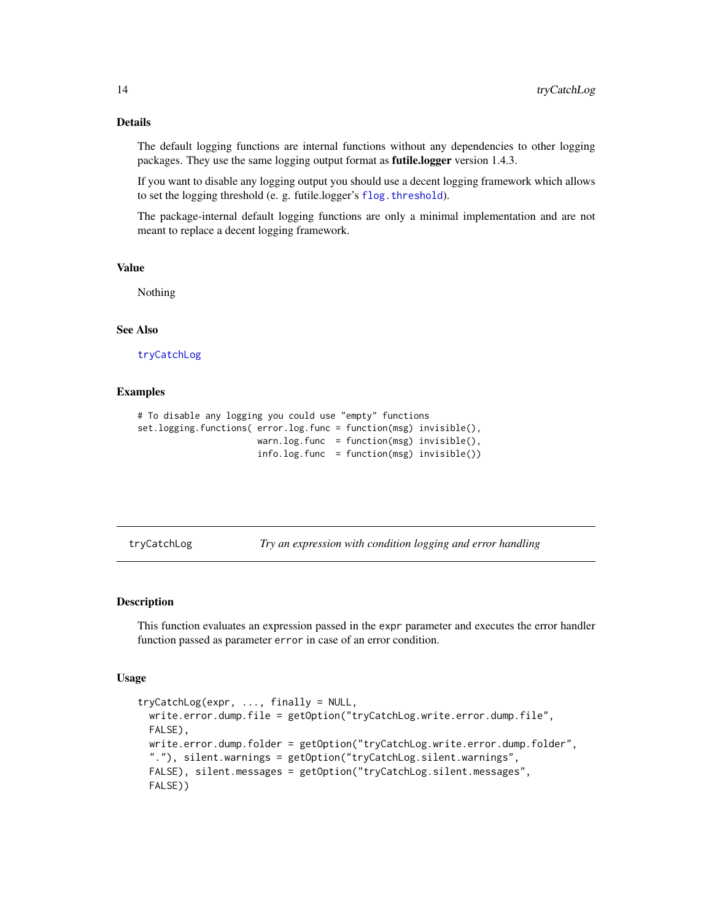### Details

The default logging functions are internal functions without any dependencies to other logging packages. They use the same logging output format as **futile.logger** version 1.4.3.

If you want to disable any logging output you should use a decent logging framework which allows to set the logging threshold (e. g. futile.logger's `flog.threshold`).

The package-internal default logging functions are only a minimal implementation and are not meant to replace a decent logging framework.

### Value

Nothing

### See Also

`tryCatchLog`

### Examples

```
# To disable any logging you could use "empty" functions
set.logging.functions( error.log.func = function(msg) invisible(),
                       warn.log.func  = function(msg) invisible(),
                       info.log.func  = function(msg) invisible())
```

---

## tryCatchLog — *Try an expression with condition logging and error handling*

---

### Description

This function evaluates an expression passed in the `expr` parameter and executes the error handler function passed as parameter `error` in case of an error condition.

### Usage

```
tryCatchLog(expr, ..., finally = NULL,
  write.error.dump.file = getOption("tryCatchLog.write.error.dump.file",
  FALSE),
  write.error.dump.folder = getOption("tryCatchLog.write.error.dump.folder",
  "."), silent.warnings = getOption("tryCatchLog.silent.warnings",
  FALSE), silent.messages = getOption("tryCatchLog.silent.messages",
  FALSE))
```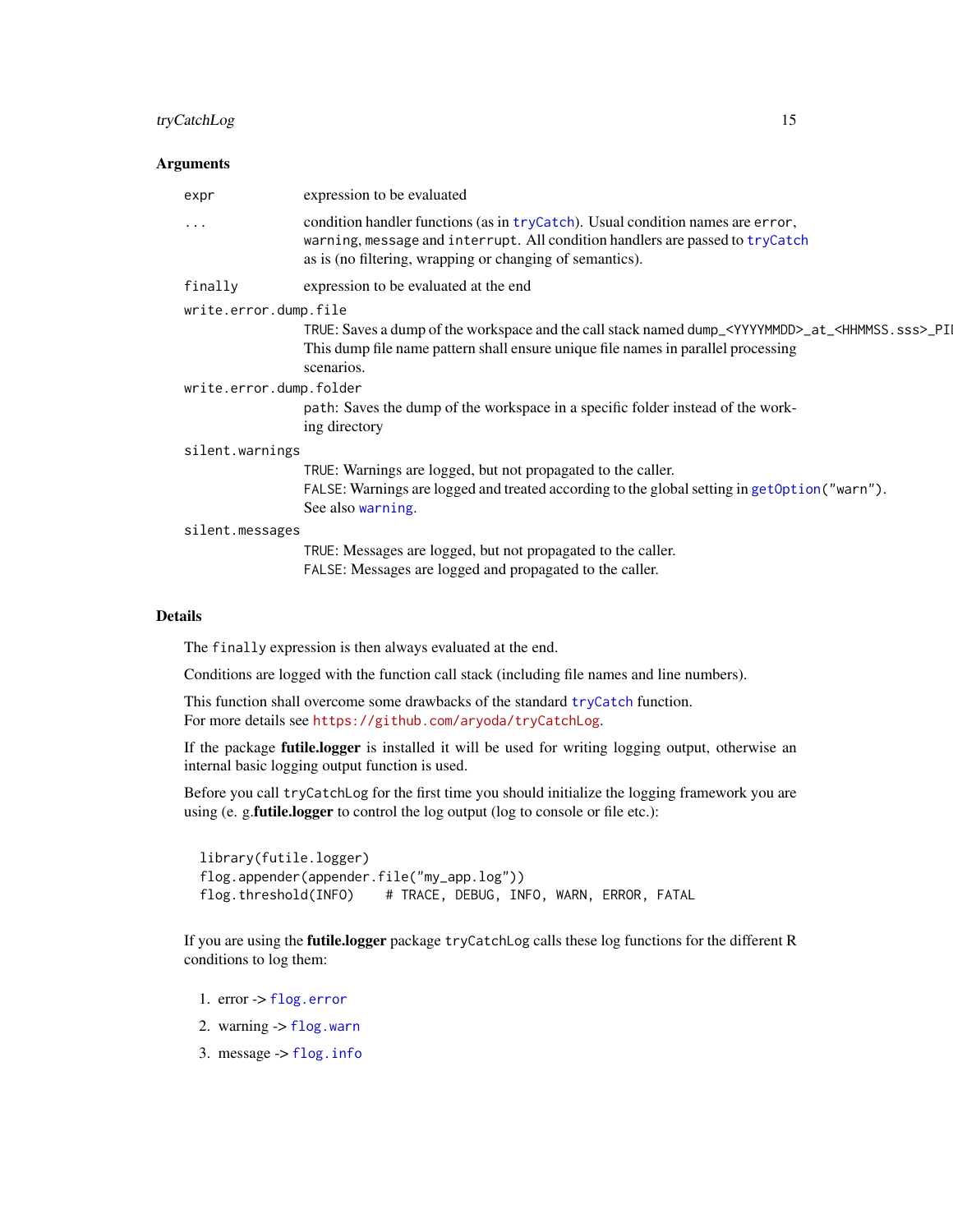### Arguments

| | |
|---|---|
| `expr` | expression to be evaluated |
| `...` | condition handler functions (as in `tryCatch`). Usual condition names are `error`, `warning`, `message` and `interrupt`. All condition handlers are passed to `tryCatch` as is (no filtering, wrapping or changing of semantics). |
| `finally` | expression to be evaluated at the end |
| `write.error.dump.file` | `TRUE`: Saves a dump of the workspace and the call stack named `dump_<YYYYMMDD>_at_<HHMMSS.sss>_PI` This dump file name pattern shall ensure unique file names in parallel processing scenarios. |
| `write.error.dump.folder` | `path`: Saves the dump of the workspace in a specific folder instead of the working directory |
| `silent.warnings` | `TRUE`: Warnings are logged, but not propagated to the caller.<br>`FALSE`: Warnings are logged and treated according to the global setting in `getOption("warn")`. See also `warning`. |
| `silent.messages` | `TRUE`: Messages are logged, but not propagated to the caller.<br>`FALSE`: Messages are logged and propagated to the caller. |

### Details

The `finally` expression is then always evaluated at the end.

Conditions are logged with the function call stack (including file names and line numbers).

This function shall overcome some drawbacks of the standard `tryCatch` function.
For more details see https://github.com/aryoda/tryCatchLog.

If the package **futile.logger** is installed it will be used for writing logging output, otherwise an internal basic logging output function is used.

Before you call `tryCatchLog` for the first time you should initialize the logging framework you are using (e. g.**futile.logger** to control the log output (log to console or file etc.):

```
library(futile.logger)
flog.appender(appender.file("my_app.log"))
flog.threshold(INFO)    # TRACE, DEBUG, INFO, WARN, ERROR, FATAL
```

If you are using the **futile.logger** package `tryCatchLog` calls these log functions for the different R conditions to log them:

1. error -> `flog.error`
2. warning -> `flog.warn`
3. message -> `flog.info`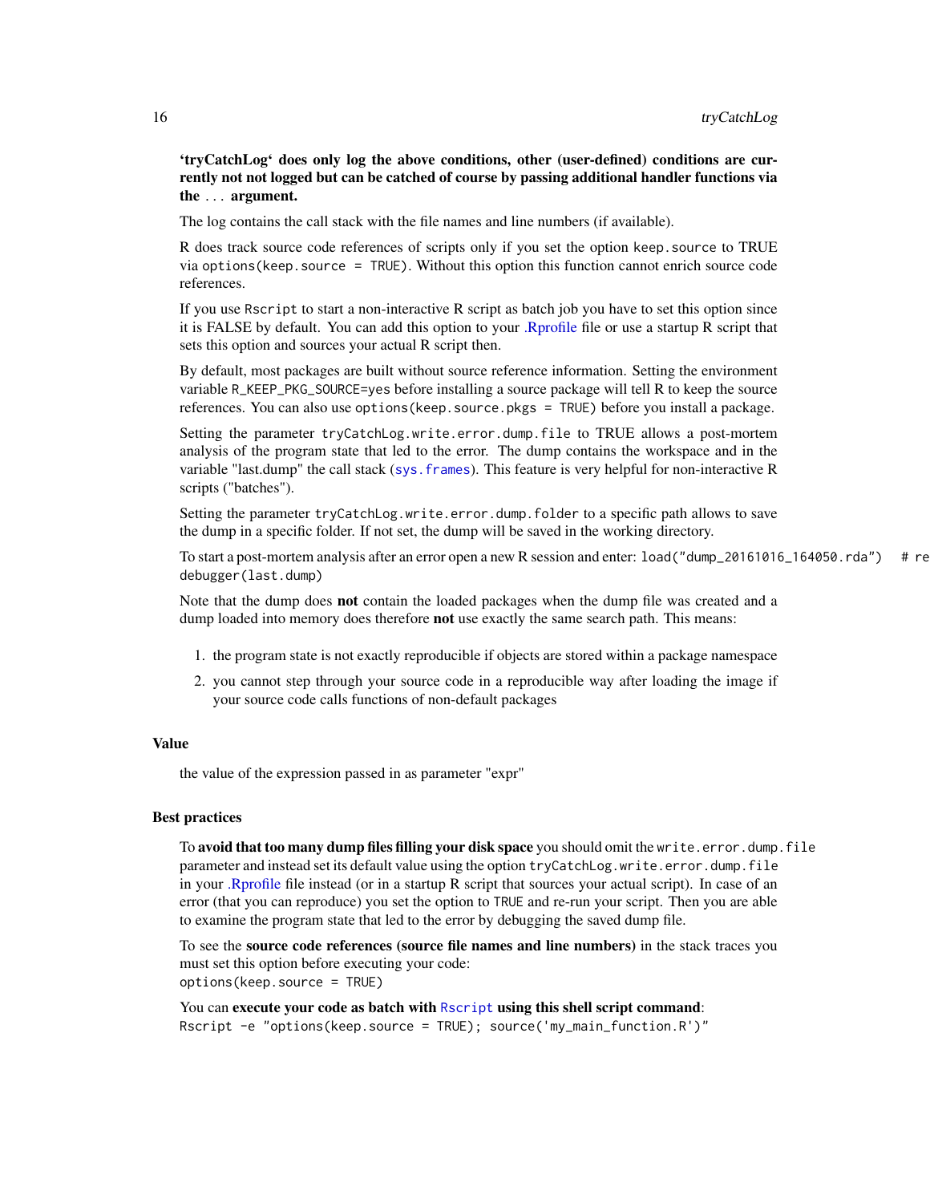**'tryCatchLog' does only log the above conditions, other (user-defined) conditions are currently not not logged but can be catched of course by passing additional handler functions via the ... argument.**

The log contains the call stack with the file names and line numbers (if available).

R does track source code references of scripts only if you set the option `keep.source` to TRUE via `options(keep.source = TRUE)`. Without this option this function cannot enrich source code references.

If you use `Rscript` to start a non-interactive R script as batch job you have to set this option since it is FALSE by default. You can add this option to your .Rprofile file or use a startup R script that sets this option and sources your actual R script then.

By default, most packages are built without source reference information. Setting the environment variable `R_KEEP_PKG_SOURCE=yes` before installing a source package will tell R to keep the source references. You can also use `options(keep.source.pkgs = TRUE)` before you install a package.

Setting the parameter `tryCatchLog.write.error.dump.file` to TRUE allows a post-mortem analysis of the program state that led to the error. The dump contains the workspace and in the variable "last.dump" the call stack (`sys.frames`). This feature is very helpful for non-interactive R scripts ("batches").

Setting the parameter `tryCatchLog.write.error.dump.folder` to a specific path allows to save the dump in a specific folder. If not set, the dump will be saved in the working directory.

To start a post-mortem analysis after an error open a new R session and enter: `load("dump_20161016_164050.rda")   # re` `debugger(last.dump)`

Note that the dump does **not** contain the loaded packages when the dump file was created and a dump loaded into memory does therefore **not** use exactly the same search path. This means:

1. the program state is not exactly reproducible if objects are stored within a package namespace
2. you cannot step through your source code in a reproducible way after loading the image if your source code calls functions of non-default packages

### Value

the value of the expression passed in as parameter "expr"

### Best practices

To **avoid that too many dump files filling your disk space** you should omit the `write.error.dump.file` parameter and instead set its default value using the option `tryCatchLog.write.error.dump.file` in your .Rprofile file instead (or in a startup R script that sources your actual script). In case of an error (that you can reproduce) you set the option to `TRUE` and re-run your script. Then you are able to examine the program state that led to the error by debugging the saved dump file.

To see the **source code references (source file names and line numbers)** in the stack traces you must set this option before executing your code:
`options(keep.source = TRUE)`

You can **execute your code as batch with `Rscript` using this shell script command**:
`Rscript -e "options(keep.source = TRUE); source('my_main_function.R')"`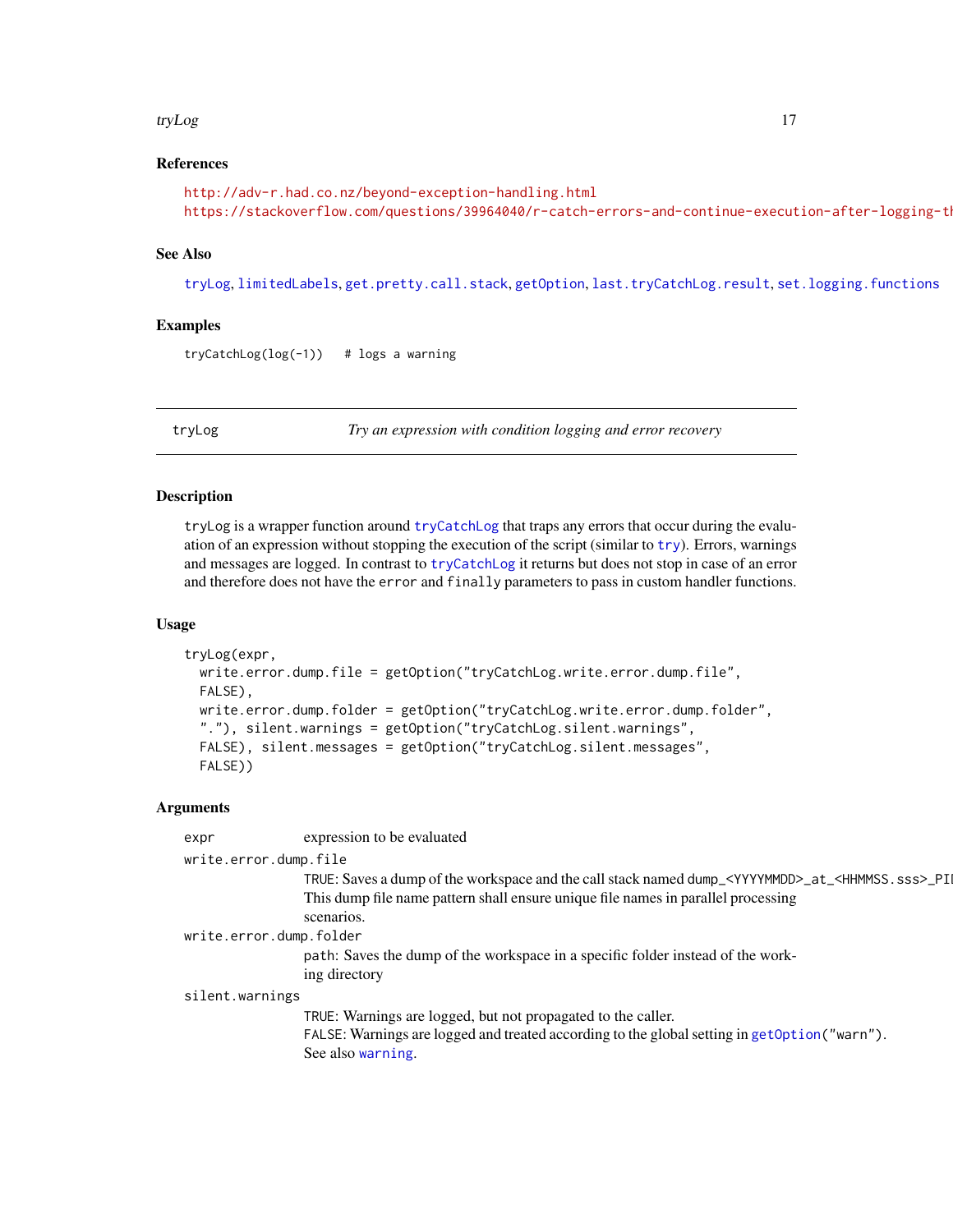## References

http://adv-r.had.co.nz/beyond-exception-handling.html
https://stackoverflow.com/questions/39964040/r-catch-errors-and-continue-execution-after-logging-th

## See Also

tryLog, limitedLabels, get.pretty.call.stack, getOption, last.tryCatchLog.result, set.logging.functions

## Examples

```
tryCatchLog(log(-1))   # logs a warning
```

---

tryLog — *Try an expression with condition logging and error recovery*

---

## Description

tryLog is a wrapper function around tryCatchLog that traps any errors that occur during the evaluation of an expression without stopping the execution of the script (similar to try). Errors, warnings and messages are logged. In contrast to tryCatchLog it returns but does not stop in case of an error and therefore does not have the error and finally parameters to pass in custom handler functions.

## Usage

```
tryLog(expr,
  write.error.dump.file = getOption("tryCatchLog.write.error.dump.file",
  FALSE),
  write.error.dump.folder = getOption("tryCatchLog.write.error.dump.folder",
  "."), silent.warnings = getOption("tryCatchLog.silent.warnings",
  FALSE), silent.messages = getOption("tryCatchLog.silent.messages",
  FALSE))
```

## Arguments

`expr`
: expression to be evaluated

`write.error.dump.file`
: TRUE: Saves a dump of the workspace and the call stack named dump_<YYYYMMDD>_at_<HHMMSS.sss>_PI
This dump file name pattern shall ensure unique file names in parallel processing scenarios.

`write.error.dump.folder`
: path: Saves the dump of the workspace in a specific folder instead of the working directory

`silent.warnings`
: TRUE: Warnings are logged, but not propagated to the caller.
FALSE: Warnings are logged and treated according to the global setting in getOption("warn"). See also warning.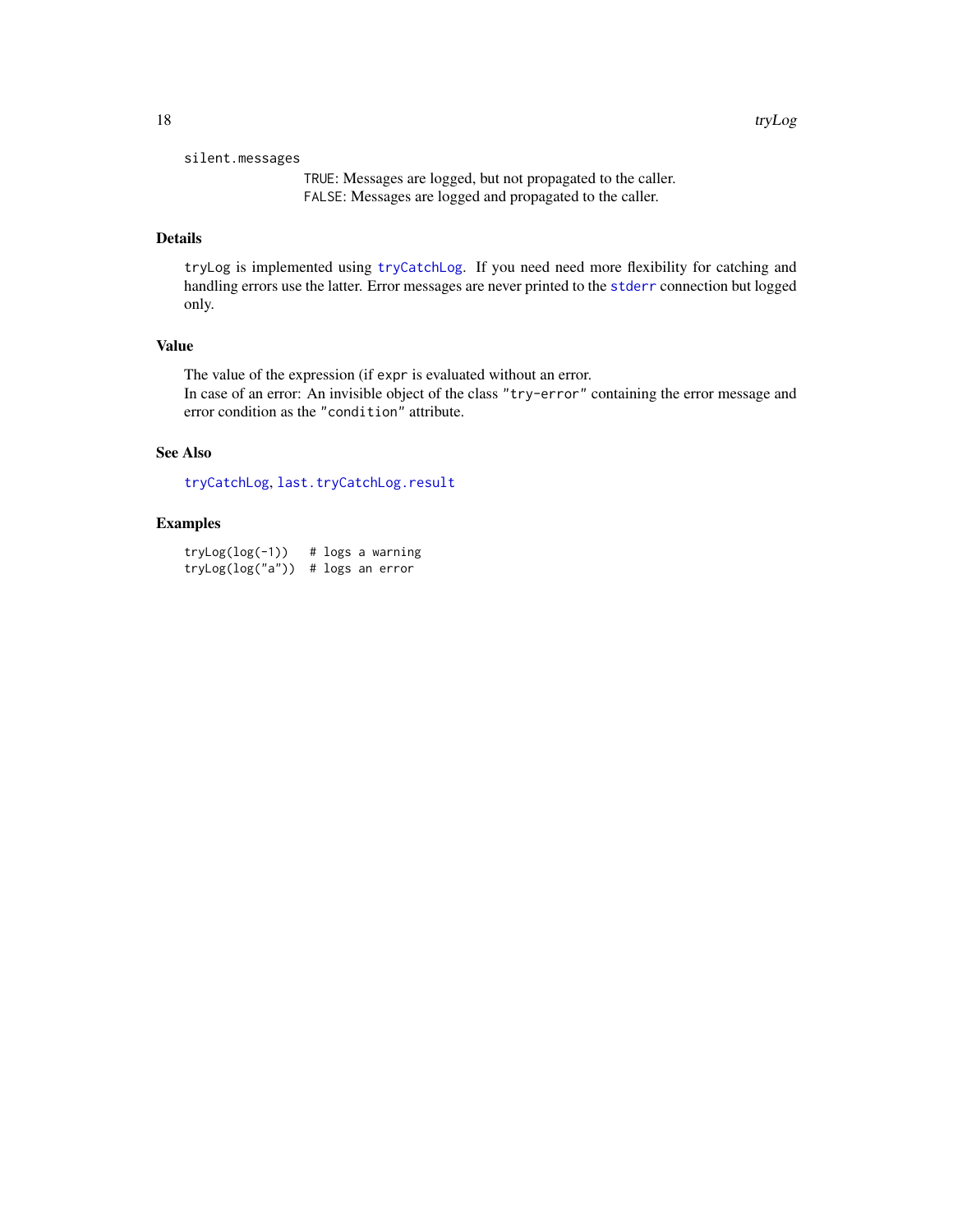silent.messages

TRUE: Messages are logged, but not propagated to the caller.
FALSE: Messages are logged and propagated to the caller.

### Details

tryLog is implemented using tryCatchLog. If you need need more flexibility for catching and handling errors use the latter. Error messages are never printed to the stderr connection but logged only.

### Value

The value of the expression (if expr is evaluated without an error.
In case of an error: An invisible object of the class "try-error" containing the error message and error condition as the "condition" attribute.

### See Also

tryCatchLog, last.tryCatchLog.result

### Examples

```
tryLog(log(-1))   # logs a warning
tryLog(log("a"))  # logs an error
```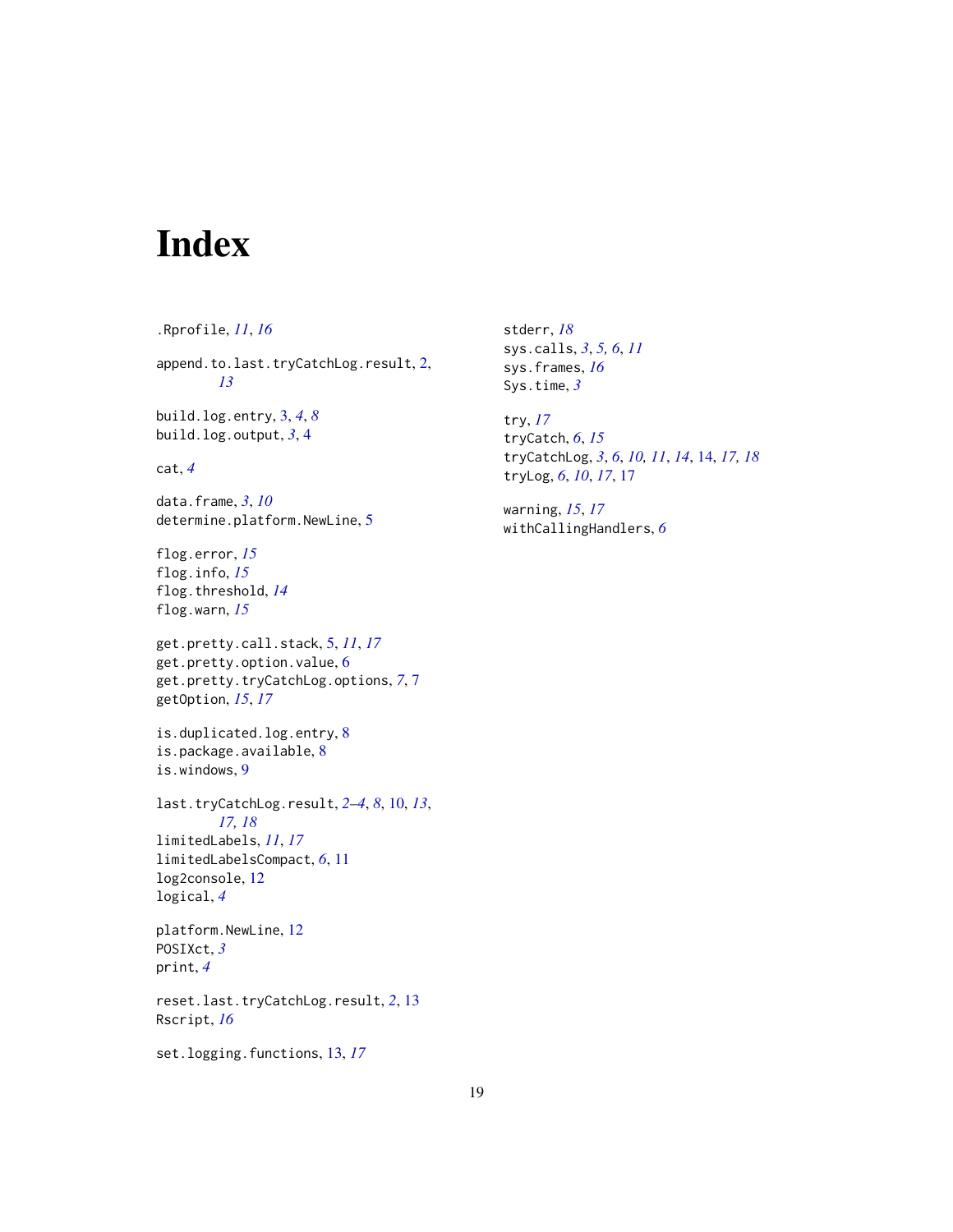# Index

.Rprofile, *11*, *16*

append.to.last.tryCatchLog.result, 2, *13*

build.log.entry, 3, *4*, *8*
build.log.output, *3*, 4

cat, *4*

data.frame, *3*, *10*
determine.platform.NewLine, 5

flog.error, *15*
flog.info, *15*
flog.threshold, *14*
flog.warn, *15*

get.pretty.call.stack, 5, *11*, *17*
get.pretty.option.value, 6
get.pretty.tryCatchLog.options, *7*, 7
getOption, *15*, *17*

is.duplicated.log.entry, 8
is.package.available, 8
is.windows, 9

last.tryCatchLog.result, *2–4*, *8*, 10, *13*, *17, 18*
limitedLabels, *11*, *17*
limitedLabelsCompact, *6*, 11
log2console, 12
logical, *4*

platform.NewLine, 12
POSIXct, *3*
print, *4*

reset.last.tryCatchLog.result, *2*, 13
Rscript, *16*

set.logging.functions, 13, *17*
stderr, *18*
sys.calls, *3*, *5, 6*, *11*
sys.frames, *16*
Sys.time, *3*

try, *17*
tryCatch, *6*, *15*
tryCatchLog, *3*, *6*, *10, 11*, *14*, 14, *17, 18*
tryLog, *6*, *10*, *17*, 17

warning, *15*, *17*
withCallingHandlers, *6*